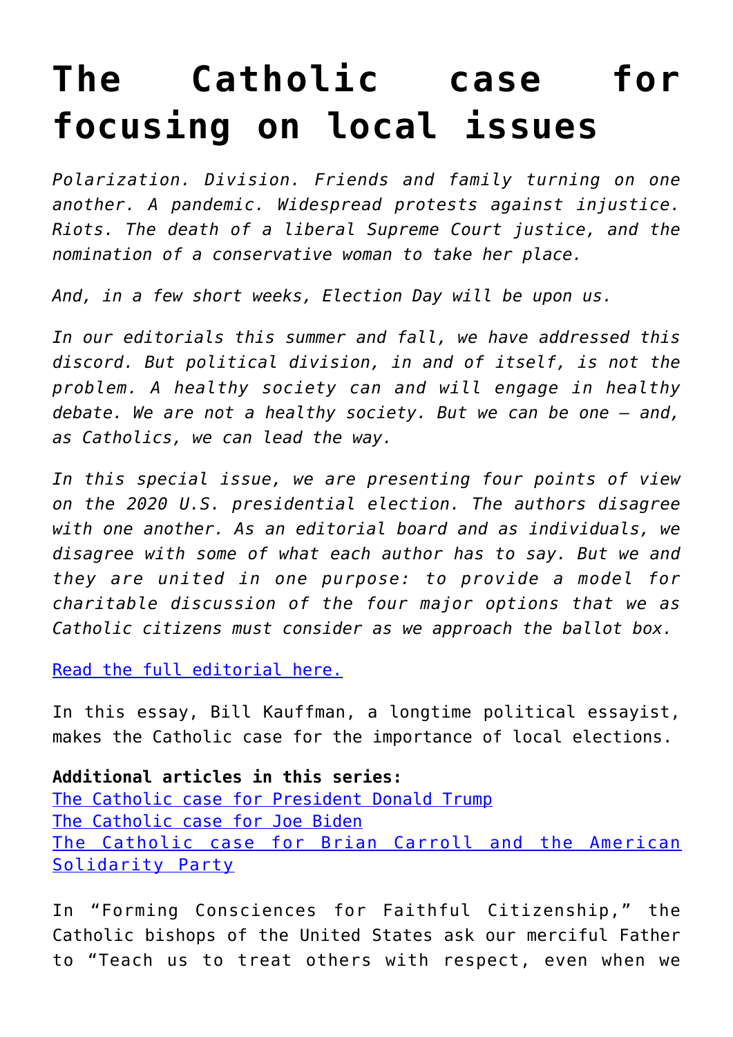# The Catholic case for focusing on local issues

*Polarization. Division. Friends and family turning on one another. A pandemic. Widespread protests against injustice. Riots. The death of a liberal Supreme Court justice, and the nomination of a conservative woman to take her place.*

*And, in a few short weeks, Election Day will be upon us.*

*In our editorials this summer and fall, we have addressed this discord. But political division, in and of itself, is not the problem. A healthy society can and will engage in healthy debate. We are not a healthy society. But we can be one — and, as Catholics, we can lead the way.*

*In this special issue, we are presenting four points of view on the 2020 U.S. presidential election. The authors disagree with one another. As an editorial board and as individuals, we disagree with some of what each author has to say. But we and they are united in one purpose: to provide a model for charitable discussion of the four major options that we as Catholic citizens must consider as we approach the ballot box.*

Read the full editorial here.

In this essay, Bill Kauffman, a longtime political essayist, makes the Catholic case for the importance of local elections.

**Additional articles in this series:**
The Catholic case for President Donald Trump
The Catholic case for Joe Biden
The Catholic case for Brian Carroll and the American Solidarity Party

In "Forming Consciences for Faithful Citizenship," the Catholic bishops of the United States ask our merciful Father to "Teach us to treat others with respect, even when we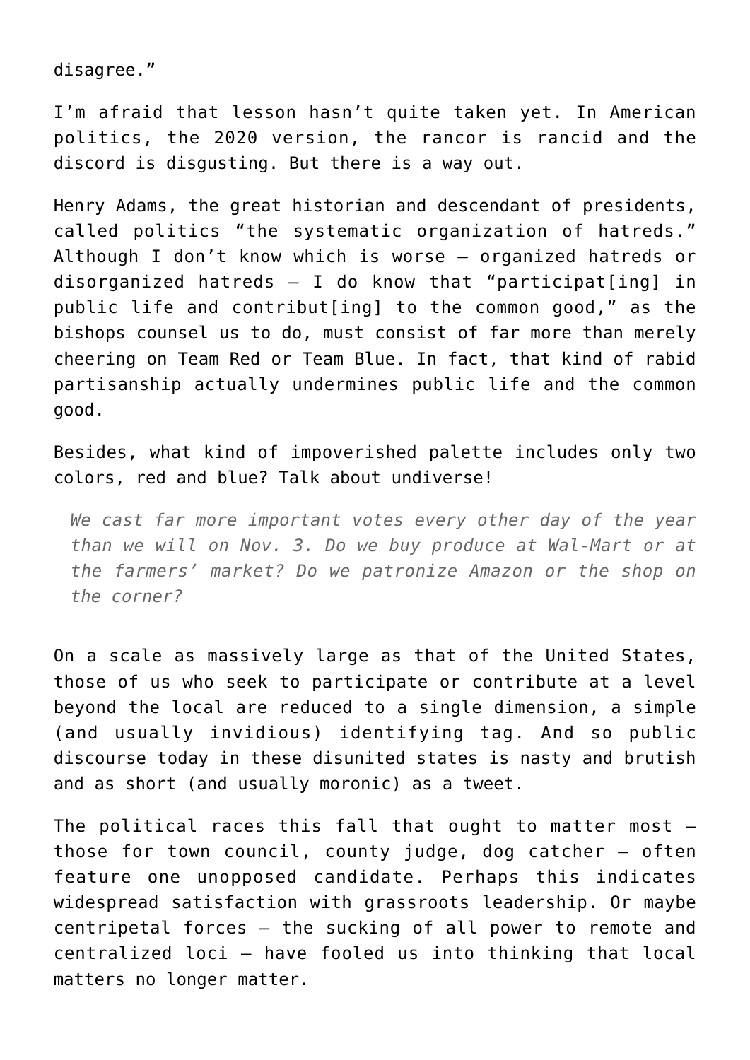disagree."

I'm afraid that lesson hasn't quite taken yet. In American politics, the 2020 version, the rancor is rancid and the discord is disgusting. But there is a way out.

Henry Adams, the great historian and descendant of presidents, called politics "the systematic organization of hatreds." Although I don't know which is worse – organized hatreds or disorganized hatreds – I do know that "participat[ing] in public life and contribut[ing] to the common good," as the bishops counsel us to do, must consist of far more than merely cheering on Team Red or Team Blue. In fact, that kind of rabid partisanship actually undermines public life and the common good.

Besides, what kind of impoverished palette includes only two colors, red and blue? Talk about undiverse!

> *We cast far more important votes every other day of the year than we will on Nov. 3. Do we buy produce at Wal-Mart or at the farmers' market? Do we patronize Amazon or the shop on the corner?*

On a scale as massively large as that of the United States, those of us who seek to participate or contribute at a level beyond the local are reduced to a single dimension, a simple (and usually invidious) identifying tag. And so public discourse today in these disunited states is nasty and brutish and as short (and usually moronic) as a tweet.

The political races this fall that ought to matter most – those for town council, county judge, dog catcher – often feature one unopposed candidate. Perhaps this indicates widespread satisfaction with grassroots leadership. Or maybe centripetal forces – the sucking of all power to remote and centralized loci – have fooled us into thinking that local matters no longer matter.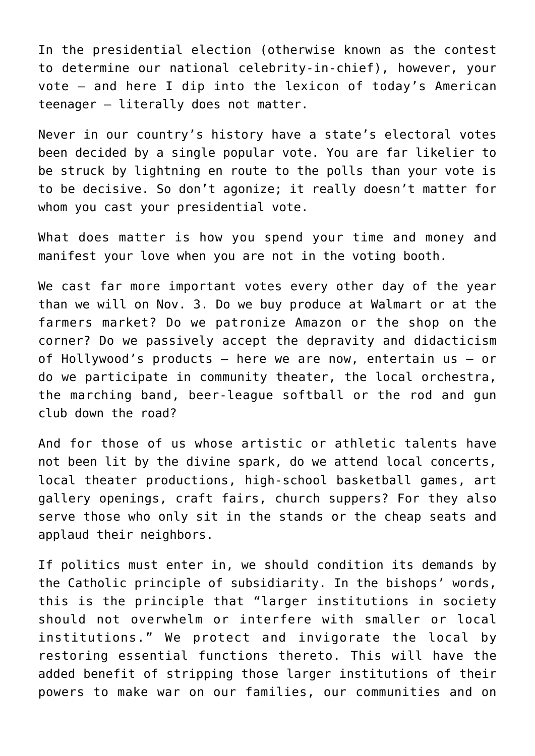In the presidential election (otherwise known as the contest to determine our national celebrity-in-chief), however, your vote — and here I dip into the lexicon of today's American teenager — literally does not matter.

Never in our country's history have a state's electoral votes been decided by a single popular vote. You are far likelier to be struck by lightning en route to the polls than your vote is to be decisive. So don't agonize; it really doesn't matter for whom you cast your presidential vote.

What does matter is how you spend your time and money and manifest your love when you are not in the voting booth.

We cast far more important votes every other day of the year than we will on Nov. 3. Do we buy produce at Walmart or at the farmers market? Do we patronize Amazon or the shop on the corner? Do we passively accept the depravity and didacticism of Hollywood's products — here we are now, entertain us — or do we participate in community theater, the local orchestra, the marching band, beer-league softball or the rod and gun club down the road?

And for those of us whose artistic or athletic talents have not been lit by the divine spark, do we attend local concerts, local theater productions, high-school basketball games, art gallery openings, craft fairs, church suppers? For they also serve those who only sit in the stands or the cheap seats and applaud their neighbors.

If politics must enter in, we should condition its demands by the Catholic principle of subsidiarity. In the bishops' words, this is the principle that "larger institutions in society should not overwhelm or interfere with smaller or local institutions." We protect and invigorate the local by restoring essential functions thereto. This will have the added benefit of stripping those larger institutions of their powers to make war on our families, our communities and on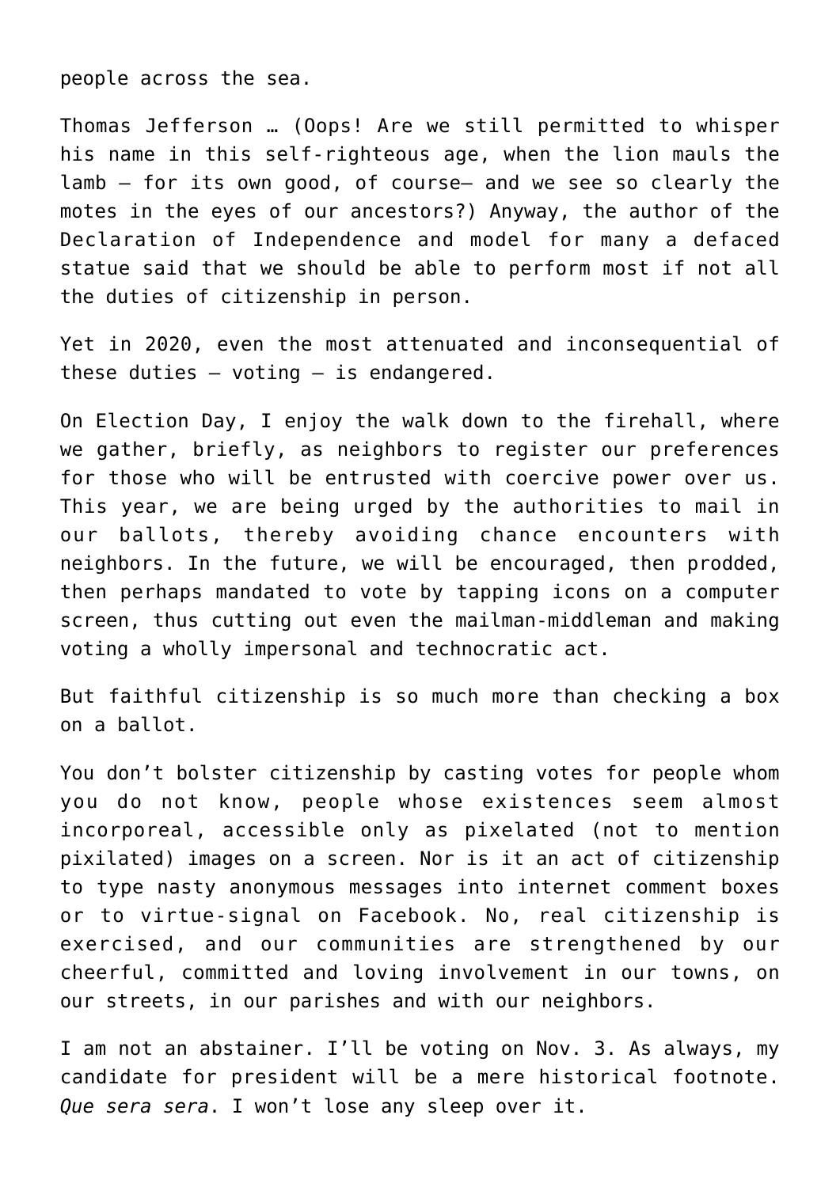people across the sea.

Thomas Jefferson … (Oops! Are we still permitted to whisper his name in this self-righteous age, when the lion mauls the lamb — for its own good, of course— and we see so clearly the motes in the eyes of our ancestors?) Anyway, the author of the Declaration of Independence and model for many a defaced statue said that we should be able to perform most if not all the duties of citizenship in person.

Yet in 2020, even the most attenuated and inconsequential of these duties — voting — is endangered.

On Election Day, I enjoy the walk down to the firehall, where we gather, briefly, as neighbors to register our preferences for those who will be entrusted with coercive power over us. This year, we are being urged by the authorities to mail in our ballots, thereby avoiding chance encounters with neighbors. In the future, we will be encouraged, then prodded, then perhaps mandated to vote by tapping icons on a computer screen, thus cutting out even the mailman-middleman and making voting a wholly impersonal and technocratic act.

But faithful citizenship is so much more than checking a box on a ballot.

You don't bolster citizenship by casting votes for people whom you do not know, people whose existences seem almost incorporeal, accessible only as pixelated (not to mention pixilated) images on a screen. Nor is it an act of citizenship to type nasty anonymous messages into internet comment boxes or to virtue-signal on Facebook. No, real citizenship is exercised, and our communities are strengthened by our cheerful, committed and loving involvement in our towns, on our streets, in our parishes and with our neighbors.

I am not an abstainer. I'll be voting on Nov. 3. As always, my candidate for president will be a mere historical footnote. *Que sera sera*. I won't lose any sleep over it.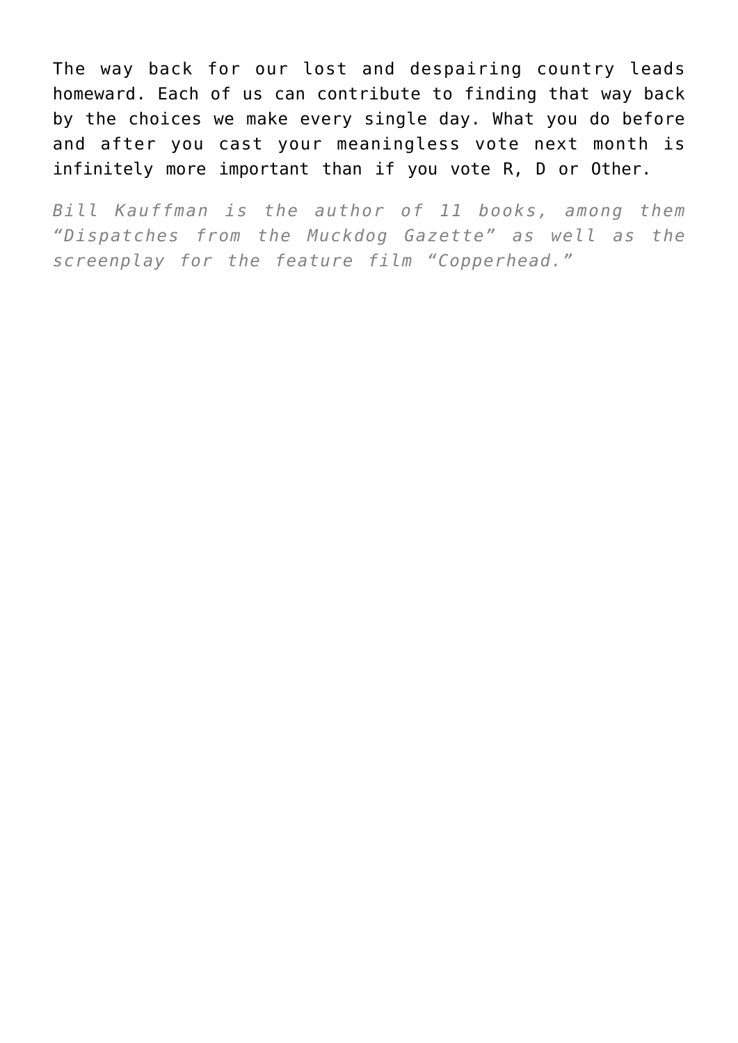The way back for our lost and despairing country leads homeward. Each of us can contribute to finding that way back by the choices we make every single day. What you do before and after you cast your meaningless vote next month is infinitely more important than if you vote R, D or Other.

*Bill Kauffman is the author of 11 books, among them "Dispatches from the Muckdog Gazette" as well as the screenplay for the feature film "Copperhead."*